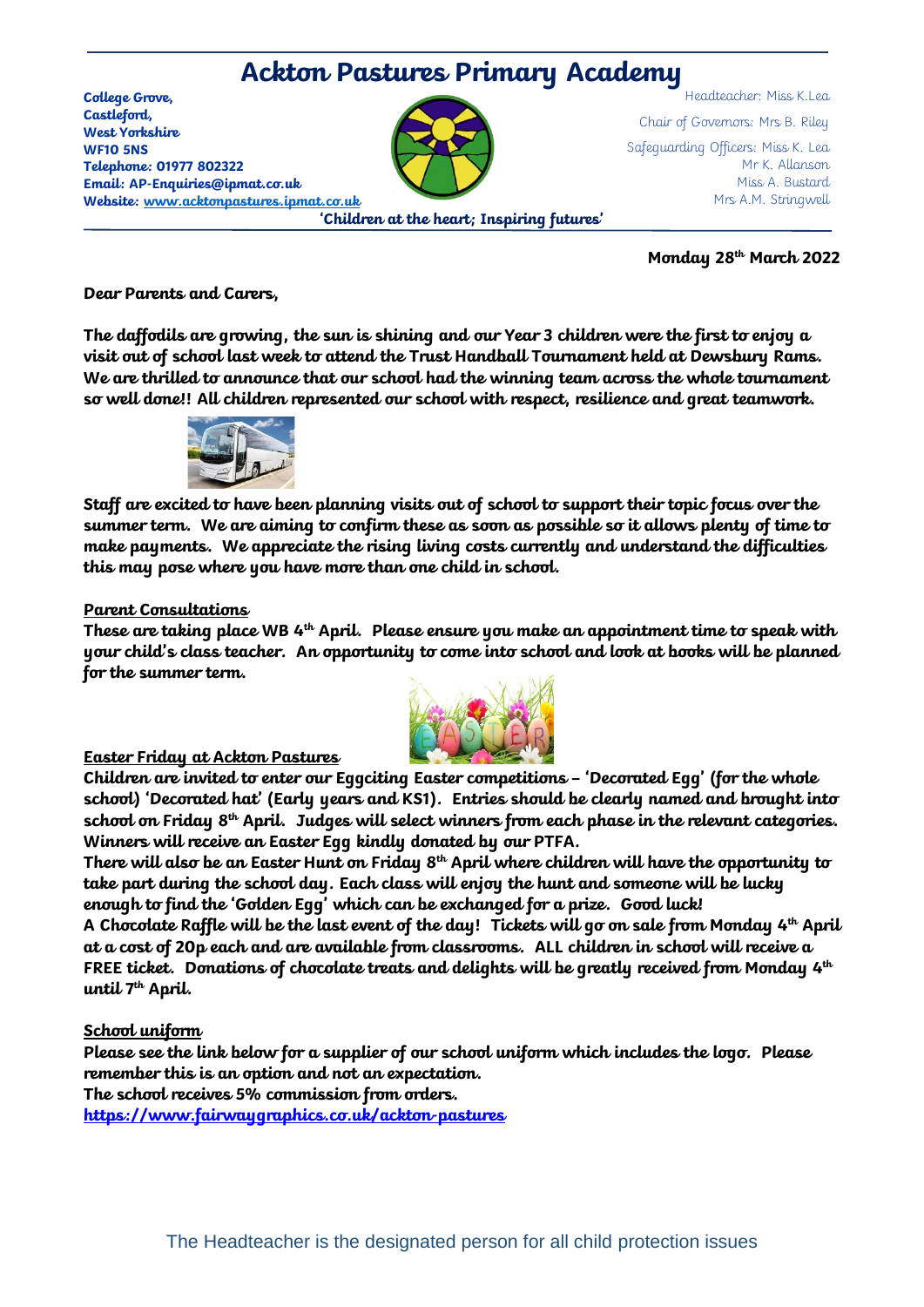# Ackton Pastures Primary Academy

**College Grove,**
**Castleford,**
**West Yorkshire**
**WF10 5NS**
**Telephone: 01977 802322**
**Email: AP-Enquiries@ipmat.co.uk**
**Website: www.acktonpastures.ipmat.co.uk**

Headteacher: Miss K.Lea
Chair of Governors: Mrs B. Riley
Safeguarding Officers: Miss K. Lea
Mr K. Allanson
Miss A. Bustard
Mrs A.M. Stringwell

***'Children at the heart; Inspiring futures'***

**Monday 28th March 2022**

**Dear Parents and Carers,**

**The daffodils are growing, the sun is shining and our Year 3 children were the first to enjoy a visit out of school last week to attend the Trust Handball Tournament held at Dewsbury Rams. We are thrilled to announce that our school had the winning team across the whole tournament so well done!! All children represented our school with respect, resilience and great teamwork.**

**Staff are excited to have been planning visits out of school to support their topic focus over the summer term. We are aiming to confirm these as soon as possible so it allows plenty of time to make payments. We appreciate the rising living costs currently and understand the difficulties this may pose where you have more than one child in school.**

## Parent Consultations

**These are taking place WB 4th April. Please ensure you make an appointment time to speak with your child's class teacher. An opportunity to come into school and look at books will be planned for the summer term.**

## Easter Friday at Ackton Pastures

**Children are invited to enter our Eggciting Easter competitions – 'Decorated Egg' (for the whole school) 'Decorated hat' (Early years and KS1). Entries should be clearly named and brought into school on Friday 8th April. Judges will select winners from each phase in the relevant categories. Winners will receive an Easter Egg kindly donated by our PTFA.**

**There will also be an Easter Hunt on Friday 8th April where children will have the opportunity to take part during the school day. Each class will enjoy the hunt and someone will be lucky enough to find the 'Golden Egg' which can be exchanged for a prize. Good luck!**

**A Chocolate Raffle will be the last event of the day! Tickets will go on sale from Monday 4th April at a cost of 20p each and are available from classrooms. ALL children in school will receive a FREE ticket. Donations of chocolate treats and delights will be greatly received from Monday 4th until 7th April.**

## School uniform

**Please see the link below for a supplier of our school uniform which includes the logo. Please remember this is an option and not an expectation.**
**The school receives 5% commission from orders.**
**https://www.fairwaygraphics.co.uk/ackton-pastures**

The Headteacher is the designated person for all child protection issues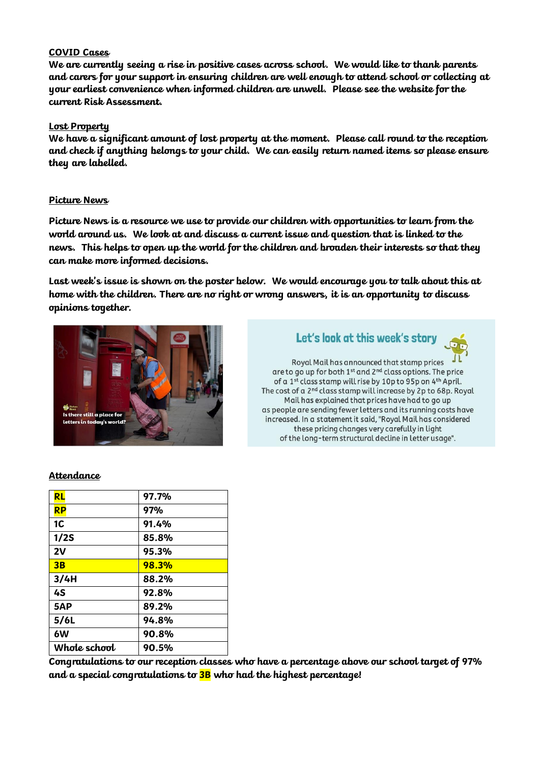**COVID Cases**

**We are currently seeing a rise in positive cases across school. We would like to thank parents and carers for your support in ensuring children are well enough to attend school or collecting at your earliest convenience when informed children are unwell. Please see the website for the current Risk Assessment.**

**Lost Property**

**We have a significant amount of lost property at the moment. Please call round to the reception and check if anything belongs to your child. We can easily return named items so please ensure they are labelled.**

**Picture News**

**Picture News is a resource we use to provide our children with opportunities to learn from the world around us. We look at and discuss a current issue and question that is linked to the news. This helps to open up the world for the children and broaden their interests so that they can make more informed decisions.**

**Last week's issue is shown on the poster below. We would encourage you to talk about this at home with the children. There are no right or wrong answers, it is an opportunity to discuss opinions together.**

Is there still a place for letters in today's world?

## Let's look at this week's story

Royal Mail has announced that stamp prices are to go up for both 1st and 2nd class options. The price of a 1st class stamp will rise by 10p to 95p on 4th April. The cost of a 2nd class stamp will increase by 2p to 68p. Royal Mail has explained that prices have had to go up as people are sending fewer letters and its running costs have increased. In a statement it said, "Royal Mail has considered these pricing changes very carefully in light of the long-term structural decline in letter usage".

**Attendance**

| | |
|---|---|
| **RL** | **97.7%** |
| **RP** | **97%** |
| **1C** | **91.4%** |
| **1/2S** | **85.8%** |
| **2V** | **95.3%** |
| **3B** | **98.3%** |
| **3/4H** | **88.2%** |
| **4S** | **92.8%** |
| **5AP** | **89.2%** |
| **5/6L** | **94.8%** |
| **6W** | **90.8%** |
| **Whole school** | **90.5%** |

**Congratulations to our reception classes who have a percentage above our school target of 97% and a special congratulations to 3B who had the highest percentage!**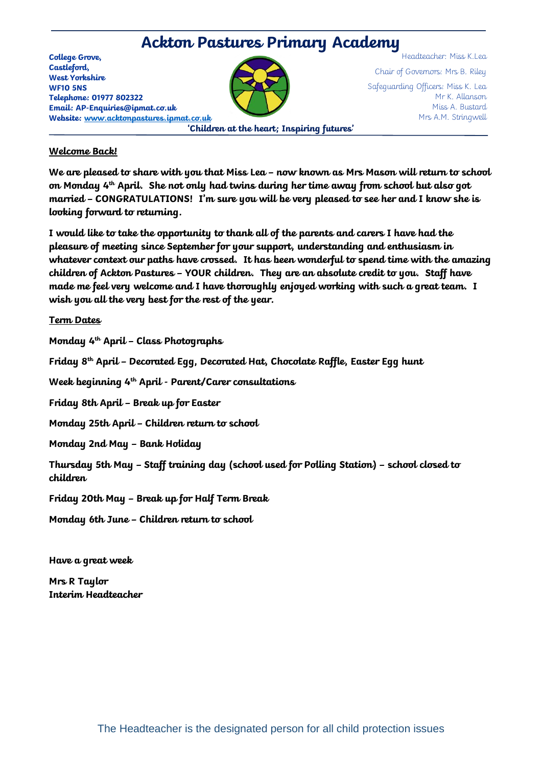# Ackton Pastures Primary Academy

**College Grove,**
**Castleford,**
**West Yorkshire**
**WF10 5NS**
**Telephone: 01977 802322**
**Email: AP-Enquiries@ipmat.co.uk**
**Website: www.acktonpastures.ipmat.co.uk**

Headteacher: Miss K.Lea

Chair of Governors: Mrs B. Riley

Safeguarding Officers: Miss K. Lea
Mr K. Allanson
Miss A. Bustard
Mrs A.M. Stringwell

**'Children at the heart; Inspiring futures'**

**Welcome Back!**

**We are pleased to share with you that Miss Lea – now known as Mrs Mason will return to school on Monday 4th April. She not only had twins during her time away from school but also got married – CONGRATULATIONS! I'm sure you will be very pleased to see her and I know she is looking forward to returning.**

**I would like to take the opportunity to thank all of the parents and carers I have had the pleasure of meeting since September for your support, understanding and enthusiasm in whatever context our paths have crossed. It has been wonderful to spend time with the amazing children of Ackton Pastures – YOUR children. They are an absolute credit to you. Staff have made me feel very welcome and I have thoroughly enjoyed working with such a great team. I wish you all the very best for the rest of the year.**

**Term Dates**

**Monday 4th April – Class Photographs**

**Friday 8th April – Decorated Egg, Decorated Hat, Chocolate Raffle, Easter Egg hunt**

**Week beginning 4th April - Parent/Carer consultations**

**Friday 8th April – Break up for Easter**

**Monday 25th April – Children return to school**

**Monday 2nd May – Bank Holiday**

**Thursday 5th May – Staff training day (school used for Polling Station) – school closed to children**

**Friday 20th May – Break up for Half Term Break**

**Monday 6th June – Children return to school**

**Have a great week**

**Mrs R Taylor**
**Interim Headteacher**

The Headteacher is the designated person for all child protection issues